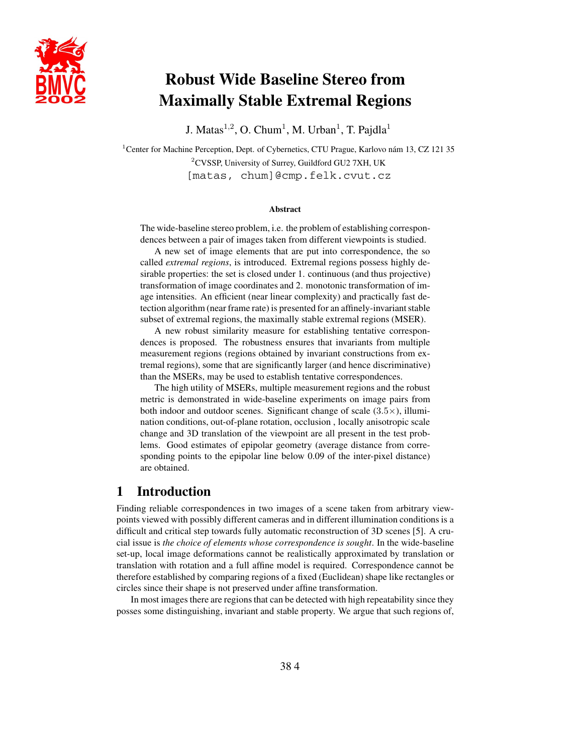# Robust Wide Baseline Stereo from Maximally Stable Extremal Regions

J. Matas[1,2], O. Chum[1], M. Urban[1], T. Pajdla[1]

[1]Center for Machine Perception, Dept. of Cybernetics, CTU Prague, Karlovo nám 13, CZ 121 35

[2]CVSSP, University of Surrey, Guildford GU2 7XH, UK

[matas, chum]@cmp.felk.cvut.cz

**Abstract**

The wide-baseline stereo problem, i.e. the problem of establishing correspondences between a pair of images taken from different viewpoints is studied.

A new set of image elements that are put into correspondence, the so called *extremal regions*, is introduced. Extremal regions possess highly desirable properties: the set is closed under 1. continuous (and thus projective) transformation of image coordinates and 2. monotonic transformation of image intensities. An efficient (near linear complexity) and practically fast detection algorithm (near frame rate) is presented for an affinely-invariant stable subset of extremal regions, the maximally stable extremal regions (MSER).

A new robust similarity measure for establishing tentative correspondences is proposed. The robustness ensures that invariants from multiple measurement regions (regions obtained by invariant constructions from extremal regions), some that are significantly larger (and hence discriminative) than the MSERs, may be used to establish tentative correspondences.

The high utility of MSERs, multiple measurement regions and the robust metric is demonstrated in wide-baseline experiments on image pairs from both indoor and outdoor scenes. Significant change of scale ($3.5\times$), illumination conditions, out-of-plane rotation, occlusion , locally anisotropic scale change and 3D translation of the viewpoint are all present in the test problems. Good estimates of epipolar geometry (average distance from corresponding points to the epipolar line below 0.09 of the inter-pixel distance) are obtained.

## 1 Introduction

Finding reliable correspondences in two images of a scene taken from arbitrary viewpoints viewed with possibly different cameras and in different illumination conditions is a difficult and critical step towards fully automatic reconstruction of 3D scenes [5]. A crucial issue is *the choice of elements whose correspondence is sought*. In the wide-baseline set-up, local image deformations cannot be realistically approximated by translation or translation with rotation and a full affine model is required. Correspondence cannot be therefore established by comparing regions of a fixed (Euclidean) shape like rectangles or circles since their shape is not preserved under affine transformation.

In most images there are regions that can be detected with high repeatability since they posses some distinguishing, invariant and stable property. We argue that such regions of,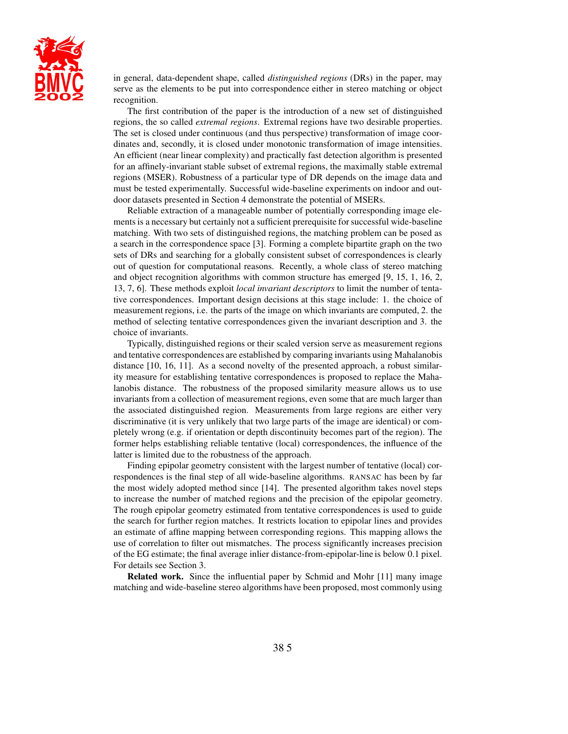in general, data-dependent shape, called *distinguished regions* (DRs) in the paper, may serve as the elements to be put into correspondence either in stereo matching or object recognition.

The first contribution of the paper is the introduction of a new set of distinguished regions, the so called *extremal regions*. Extremal regions have two desirable properties. The set is closed under continuous (and thus perspective) transformation of image coordinates and, secondly, it is closed under monotonic transformation of image intensities. An efficient (near linear complexity) and practically fast detection algorithm is presented for an affinely-invariant stable subset of extremal regions, the maximally stable extremal regions (MSER). Robustness of a particular type of DR depends on the image data and must be tested experimentally. Successful wide-baseline experiments on indoor and outdoor datasets presented in Section 4 demonstrate the potential of MSERs.

Reliable extraction of a manageable number of potentially corresponding image elements is a necessary but certainly not a sufficient prerequisite for successful wide-baseline matching. With two sets of distinguished regions, the matching problem can be posed as a search in the correspondence space [3]. Forming a complete bipartite graph on the two sets of DRs and searching for a globally consistent subset of correspondences is clearly out of question for computational reasons. Recently, a whole class of stereo matching and object recognition algorithms with common structure has emerged [9, 15, 1, 16, 2, 13, 7, 6]. These methods exploit *local invariant descriptors* to limit the number of tentative correspondences. Important design decisions at this stage include: 1. the choice of measurement regions, i.e. the parts of the image on which invariants are computed, 2. the method of selecting tentative correspondences given the invariant description and 3. the choice of invariants.

Typically, distinguished regions or their scaled version serve as measurement regions and tentative correspondences are established by comparing invariants using Mahalanobis distance [10, 16, 11]. As a second novelty of the presented approach, a robust similarity measure for establishing tentative correspondences is proposed to replace the Mahalanobis distance. The robustness of the proposed similarity measure allows us to use invariants from a collection of measurement regions, even some that are much larger than the associated distinguished region. Measurements from large regions are either very discriminative (it is very unlikely that two large parts of the image are identical) or completely wrong (e.g. if orientation or depth discontinuity becomes part of the region). The former helps establishing reliable tentative (local) correspondences, the influence of the latter is limited due to the robustness of the approach.

Finding epipolar geometry consistent with the largest number of tentative (local) correspondences is the final step of all wide-baseline algorithms. RANSAC has been by far the most widely adopted method since [14]. The presented algorithm takes novel steps to increase the number of matched regions and the precision of the epipolar geometry. The rough epipolar geometry estimated from tentative correspondences is used to guide the search for further region matches. It restricts location to epipolar lines and provides an estimate of affine mapping between corresponding regions. This mapping allows the use of correlation to filter out mismatches. The process significantly increases precision of the EG estimate; the final average inlier distance-from-epipolar-line is below 0.1 pixel. For details see Section 3.

**Related work.** Since the influential paper by Schmid and Mohr [11] many image matching and wide-baseline stereo algorithms have been proposed, most commonly using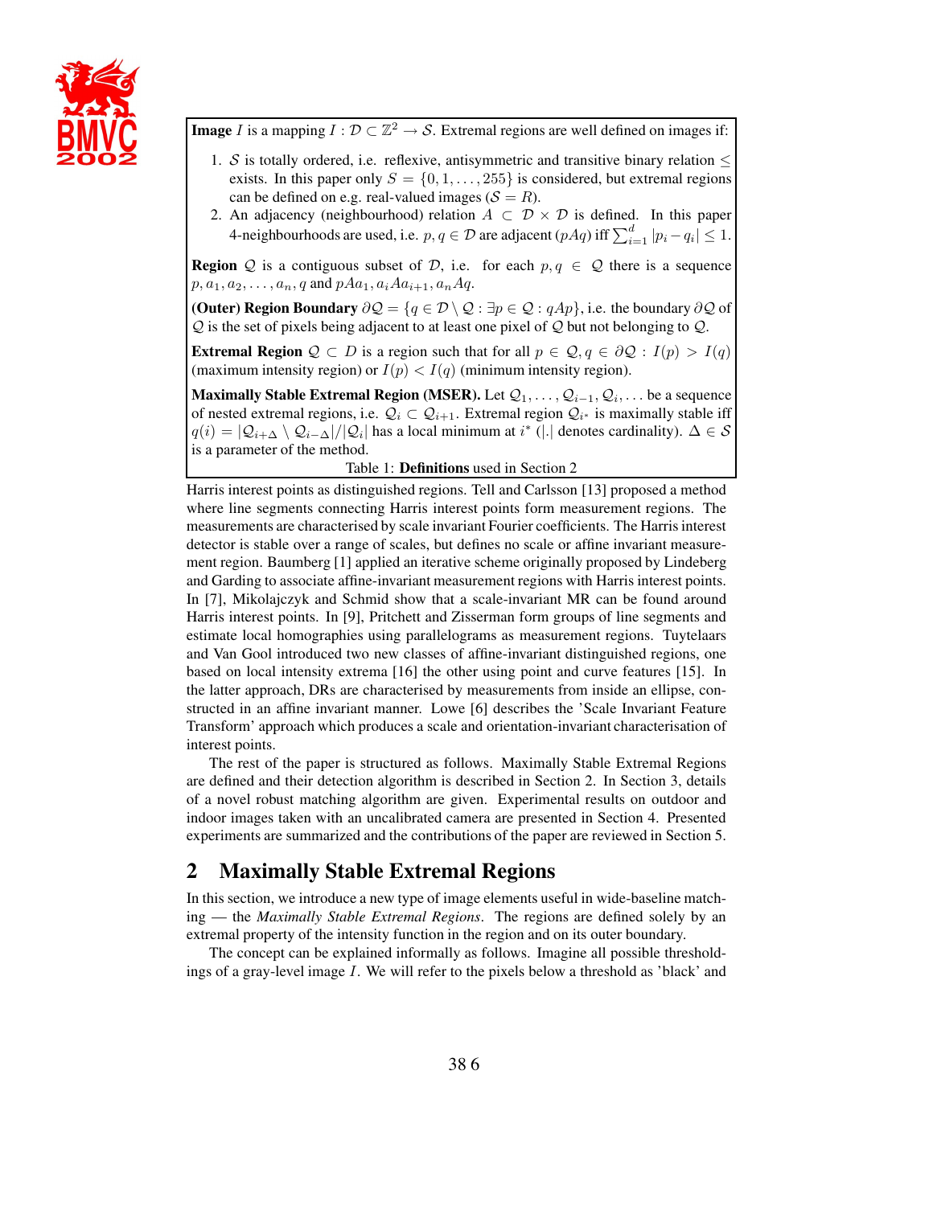**Image** $I$ is a mapping $I : \mathcal{D} \subset \mathbb{Z}^2 \to \mathcal{S}$. Extremal regions are well defined on images if:

1. $\mathcal{S}$ is totally ordered, i.e. reflexive, antisymmetric and transitive binary relation $\leq$ exists. In this paper only $S = \{0, 1, \ldots, 255\}$ is considered, but extremal regions can be defined on e.g. real-valued images ($\mathcal{S} = R$).
2. An adjacency (neighbourhood) relation $A \subset \mathcal{D} \times \mathcal{D}$ is defined. In this paper 4-neighbourhoods are used, i.e. $p, q \in \mathcal{D}$ are adjacent ($pAq$) iff $\sum_{i=1}^{d} |p_i - q_i| \leq 1$.

**Region** $\mathcal{Q}$ is a contiguous subset of $\mathcal{D}$, i.e. for each $p, q \in \mathcal{Q}$ there is a sequence $p, a_1, a_2, \ldots, a_n, q$ and $pAa_1, a_iAa_{i+1}, a_nAq$.

**(Outer) Region Boundary** $\partial\mathcal{Q} = \{q \in \mathcal{D} \setminus \mathcal{Q} : \exists p \in \mathcal{Q} : qAp\}$, i.e. the boundary $\partial\mathcal{Q}$ of $\mathcal{Q}$ is the set of pixels being adjacent to at least one pixel of $\mathcal{Q}$ but not belonging to $\mathcal{Q}$.

**Extremal Region** $\mathcal{Q} \subset D$ is a region such that for all $p \in \mathcal{Q}, q \in \partial\mathcal{Q} : I(p) > I(q)$ (maximum intensity region) or $I(p) < I(q)$ (minimum intensity region).

**Maximally Stable Extremal Region (MSER).** Let $\mathcal{Q}_1, \ldots, \mathcal{Q}_{i-1}, \mathcal{Q}_i, \ldots$ be a sequence of nested extremal regions, i.e. $\mathcal{Q}_i \subset \mathcal{Q}_{i+1}$. Extremal region $\mathcal{Q}_{i^*}$ is maximally stable iff $q(i) = |\mathcal{Q}_{i+\Delta} \setminus \mathcal{Q}_{i-\Delta}|/|\mathcal{Q}_i|$ has a local minimum at $i^*$ ($|.|$ denotes cardinality). $\Delta \in \mathcal{S}$ is a parameter of the method.

Table 1: **Definitions** used in Section 2

Harris interest points as distinguished regions. Tell and Carlsson [13] proposed a method where line segments connecting Harris interest points form measurement regions. The measurements are characterised by scale invariant Fourier coefficients. The Harris interest detector is stable over a range of scales, but defines no scale or affine invariant measurement region. Baumberg [1] applied an iterative scheme originally proposed by Lindeberg and Garding to associate affine-invariant measurement regions with Harris interest points. In [7], Mikolajczyk and Schmid show that a scale-invariant MR can be found around Harris interest points. In [9], Pritchett and Zisserman form groups of line segments and estimate local homographies using parallelograms as measurement regions. Tuytelaars and Van Gool introduced two new classes of affine-invariant distinguished regions, one based on local intensity extrema [16] the other using point and curve features [15]. In the latter approach, DRs are characterised by measurements from inside an ellipse, constructed in an affine invariant manner. Lowe [6] describes the 'Scale Invariant Feature Transform' approach which produces a scale and orientation-invariant characterisation of interest points.

The rest of the paper is structured as follows. Maximally Stable Extremal Regions are defined and their detection algorithm is described in Section 2. In Section 3, details of a novel robust matching algorithm are given. Experimental results on outdoor and indoor images taken with an uncalibrated camera are presented in Section 4. Presented experiments are summarized and the contributions of the paper are reviewed in Section 5.

## 2 Maximally Stable Extremal Regions

In this section, we introduce a new type of image elements useful in wide-baseline matching — the *Maximally Stable Extremal Regions*. The regions are defined solely by an extremal property of the intensity function in the region and on its outer boundary.

The concept can be explained informally as follows. Imagine all possible thresholdings of a gray-level image $I$. We will refer to the pixels below a threshold as 'black' and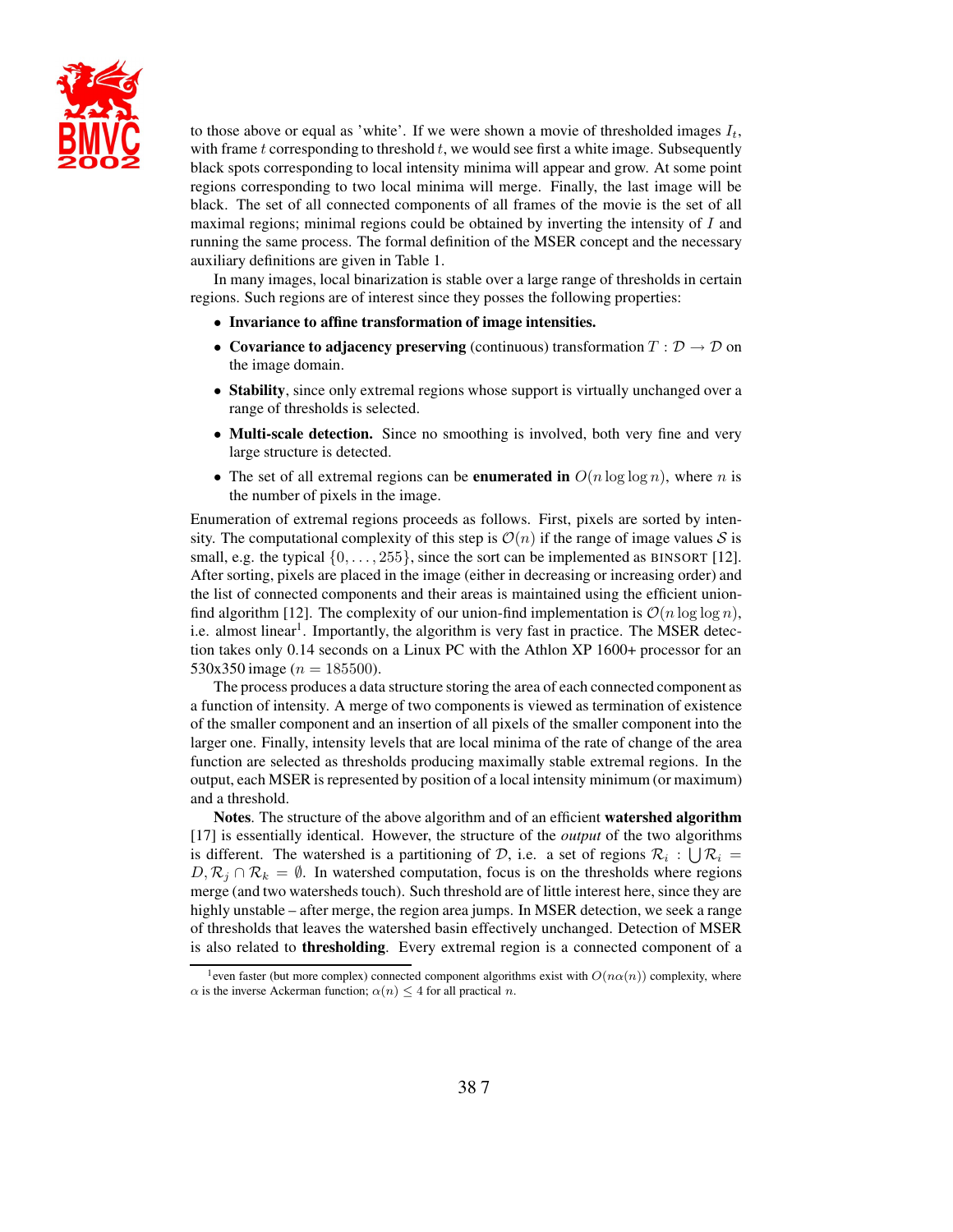to those above or equal as 'white'. If we were shown a movie of thresholded images $I_t$, with frame $t$ corresponding to threshold $t$, we would see first a white image. Subsequently black spots corresponding to local intensity minima will appear and grow. At some point regions corresponding to two local minima will merge. Finally, the last image will be black. The set of all connected components of all frames of the movie is the set of all maximal regions; minimal regions could be obtained by inverting the intensity of $I$ and running the same process. The formal definition of the MSER concept and the necessary auxiliary definitions are given in Table 1.

In many images, local binarization is stable over a large range of thresholds in certain regions. Such regions are of interest since they posses the following properties:

- **Invariance to affine transformation of image intensities.**
- **Covariance to adjacency preserving** (continuous) transformation $T : \mathcal{D} \rightarrow \mathcal{D}$ on the image domain.
- **Stability**, since only extremal regions whose support is virtually unchanged over a range of thresholds is selected.
- **Multi-scale detection.** Since no smoothing is involved, both very fine and very large structure is detected.
- The set of all extremal regions can be **enumerated in** $O(n \log \log n)$, where $n$ is the number of pixels in the image.

Enumeration of extremal regions proceeds as follows. First, pixels are sorted by intensity. The computational complexity of this step is $\mathcal{O}(n)$ if the range of image values $\mathcal{S}$ is small, e.g. the typical $\{0, \ldots, 255\}$, since the sort can be implemented as BINSORT [12]. After sorting, pixels are placed in the image (either in decreasing or increasing order) and the list of connected components and their areas is maintained using the efficient union-find algorithm [12]. The complexity of our union-find implementation is $\mathcal{O}(n \log \log n)$, i.e. almost linear[1]. Importantly, the algorithm is very fast in practice. The MSER detection takes only 0.14 seconds on a Linux PC with the Athlon XP 1600+ processor for an 530x350 image ($n = 185500$).

The process produces a data structure storing the area of each connected component as a function of intensity. A merge of two components is viewed as termination of existence of the smaller component and an insertion of all pixels of the smaller component into the larger one. Finally, intensity levels that are local minima of the rate of change of the area function are selected as thresholds producing maximally stable extremal regions. In the output, each MSER is represented by position of a local intensity minimum (or maximum) and a threshold.

**Notes**. The structure of the above algorithm and of an efficient **watershed algorithm** [17] is essentially identical. However, the structure of the *output* of the two algorithms is different. The watershed is a partitioning of $\mathcal{D}$, i.e. a set of regions $\mathcal{R}_i : \bigcup \mathcal{R}_i = D, \mathcal{R}_j \cap \mathcal{R}_k = \emptyset$. In watershed computation, focus is on the thresholds where regions merge (and two watersheds touch). Such threshold are of little interest here, since they are highly unstable – after merge, the region area jumps. In MSER detection, we seek a range of thresholds that leaves the watershed basin effectively unchanged. Detection of MSER is also related to **thresholding**. Every extremal region is a connected component of a

[1] even faster (but more complex) connected component algorithms exist with $O(n\alpha(n))$ complexity, where $\alpha$ is the inverse Ackerman function; $\alpha(n) \leq 4$ for all practical $n$.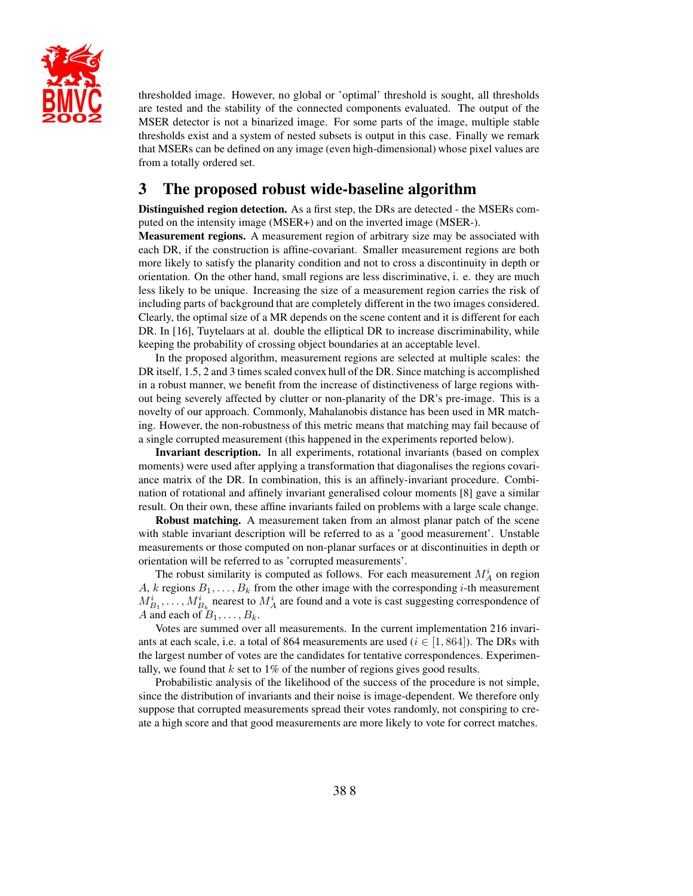thresholded image. However, no global or 'optimal' threshold is sought, all thresholds are tested and the stability of the connected components evaluated. The output of the MSER detector is not a binarized image. For some parts of the image, multiple stable thresholds exist and a system of nested subsets is output in this case. Finally we remark that MSERs can be defined on any image (even high-dimensional) whose pixel values are from a totally ordered set.

## 3 The proposed robust wide-baseline algorithm

**Distinguished region detection.** As a first step, the DRs are detected - the MSERs computed on the intensity image (MSER+) and on the inverted image (MSER-).

**Measurement regions.** A measurement region of arbitrary size may be associated with each DR, if the construction is affine-covariant. Smaller measurement regions are both more likely to satisfy the planarity condition and not to cross a discontinuity in depth or orientation. On the other hand, small regions are less discriminative, i. e. they are much less likely to be unique. Increasing the size of a measurement region carries the risk of including parts of background that are completely different in the two images considered. Clearly, the optimal size of a MR depends on the scene content and it is different for each DR. In [16], Tuytelaars at al. double the elliptical DR to increase discriminability, while keeping the probability of crossing object boundaries at an acceptable level.

In the proposed algorithm, measurement regions are selected at multiple scales: the DR itself, 1.5, 2 and 3 times scaled convex hull of the DR. Since matching is accomplished in a robust manner, we benefit from the increase of distinctiveness of large regions without being severely affected by clutter or non-planarity of the DR's pre-image. This is a novelty of our approach. Commonly, Mahalanobis distance has been used in MR matching. However, the non-robustness of this metric means that matching may fail because of a single corrupted measurement (this happened in the experiments reported below).

**Invariant description.** In all experiments, rotational invariants (based on complex moments) were used after applying a transformation that diagonalises the regions covariance matrix of the DR. In combination, this is an affinely-invariant procedure. Combination of rotational and affinely invariant generalised colour moments [8] gave a similar result. On their own, these affine invariants failed on problems with a large scale change.

**Robust matching.** A measurement taken from an almost planar patch of the scene with stable invariant description will be referred to as a 'good measurement'. Unstable measurements or those computed on non-planar surfaces or at discontinuities in depth or orientation will be referred to as 'corrupted measurements'.

The robust similarity is computed as follows. For each measurement $M^i_A$ on region $A$, $k$ regions $B_1, \ldots, B_k$ from the other image with the corresponding $i$-th measurement $M^i_{B_1}, \ldots, M^i_{B_k}$ nearest to $M^i_A$ are found and a vote is cast suggesting correspondence of $A$ and each of $B_1, \ldots, B_k$.

Votes are summed over all measurements. In the current implementation 216 invariants at each scale, i.e. a total of 864 measurements are used ($i \in [1, 864]$). The DRs with the largest number of votes are the candidates for tentative correspondences. Experimentally, we found that $k$ set to 1% of the number of regions gives good results.

Probabilistic analysis of the likelihood of the success of the procedure is not simple, since the distribution of invariants and their noise is image-dependent. We therefore only suppose that corrupted measurements spread their votes randomly, not conspiring to create a high score and that good measurements are more likely to vote for correct matches.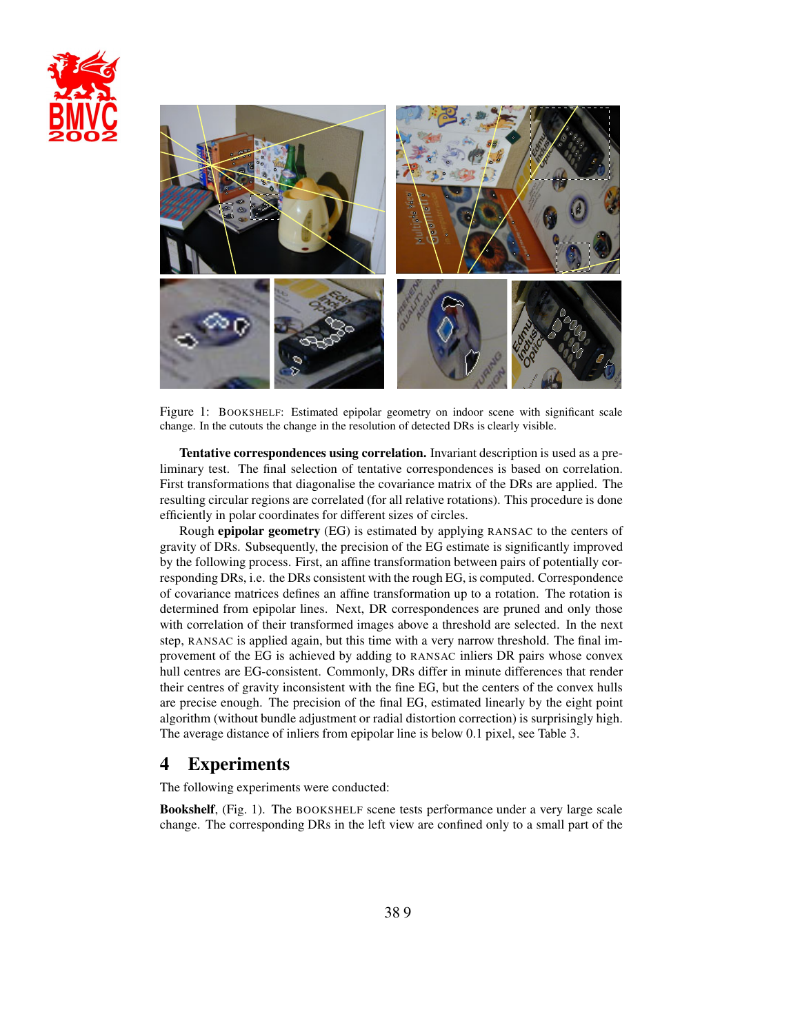Figure 1: BOOKSHELF: Estimated epipolar geometry on indoor scene with significant scale change. In the cutouts the change in the resolution of detected DRs is clearly visible.

**Tentative correspondences using correlation.** Invariant description is used as a preliminary test. The final selection of tentative correspondences is based on correlation. First transformations that diagonalise the covariance matrix of the DRs are applied. The resulting circular regions are correlated (for all relative rotations). This procedure is done efficiently in polar coordinates for different sizes of circles.

Rough **epipolar geometry** (EG) is estimated by applying RANSAC to the centers of gravity of DRs. Subsequently, the precision of the EG estimate is significantly improved by the following process. First, an affine transformation between pairs of potentially corresponding DRs, i.e. the DRs consistent with the rough EG, is computed. Correspondence of covariance matrices defines an affine transformation up to a rotation. The rotation is determined from epipolar lines. Next, DR correspondences are pruned and only those with correlation of their transformed images above a threshold are selected. In the next step, RANSAC is applied again, but this time with a very narrow threshold. The final improvement of the EG is achieved by adding to RANSAC inliers DR pairs whose convex hull centres are EG-consistent. Commonly, DRs differ in minute differences that render their centres of gravity inconsistent with the fine EG, but the centers of the convex hulls are precise enough. The precision of the final EG, estimated linearly by the eight point algorithm (without bundle adjustment or radial distortion correction) is surprisingly high. The average distance of inliers from epipolar line is below 0.1 pixel, see Table 3.

## 4 Experiments

The following experiments were conducted:

**Bookshelf**, (Fig. 1). The BOOKSHELF scene tests performance under a very large scale change. The corresponding DRs in the left view are confined only to a small part of the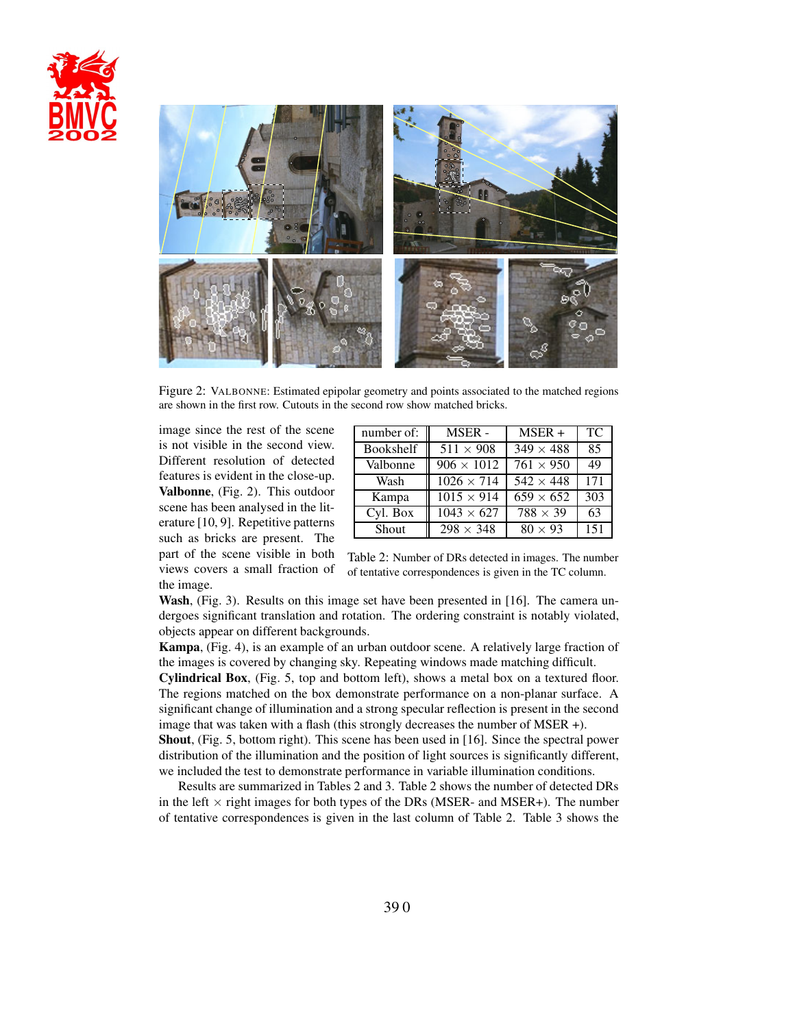Figure 2: VALBONNE: Estimated epipolar geometry and points associated to the matched regions are shown in the first row. Cutouts in the second row show matched bricks.

image since the rest of the scene is not visible in the second view. Different resolution of detected features is evident in the close-up.

**Valbonne**, (Fig. 2). This outdoor scene has been analysed in the literature [10, 9]. Repetitive patterns such as bricks are present. The part of the scene visible in both views covers a small fraction of the image.

| number of: | MSER - | MSER + | TC |
|---|---|---|---|
| Bookshelf | 511 $\times$ 908 | 349 $\times$ 488 | 85 |
| Valbonne | 906 $\times$ 1012 | 761 $\times$ 950 | 49 |
| Wash | 1026 $\times$ 714 | 542 $\times$ 448 | 171 |
| Kampa | 1015 $\times$ 914 | 659 $\times$ 652 | 303 |
| Cyl. Box | 1043 $\times$ 627 | 788 $\times$ 39 | 63 |
| Shout | 298 $\times$ 348 | 80 $\times$ 93 | 151 |

Table 2: Number of DRs detected in images. The number of tentative correspondences is given in the TC column.

**Wash**, (Fig. 3). Results on this image set have been presented in [16]. The camera undergoes significant translation and rotation. The ordering constraint is notably violated, objects appear on different backgrounds.

**Kampa**, (Fig. 4), is an example of an urban outdoor scene. A relatively large fraction of the images is covered by changing sky. Repeating windows made matching difficult.

**Cylindrical Box**, (Fig. 5, top and bottom left), shows a metal box on a textured floor. The regions matched on the box demonstrate performance on a non-planar surface. A significant change of illumination and a strong specular reflection is present in the second image that was taken with a flash (this strongly decreases the number of MSER +).

**Shout**, (Fig. 5, bottom right). This scene has been used in [16]. Since the spectral power distribution of the illumination and the position of light sources is significantly different, we included the test to demonstrate performance in variable illumination conditions.

Results are summarized in Tables 2 and 3. Table 2 shows the number of detected DRs in the left $\times$ right images for both types of the DRs (MSER- and MSER+). The number of tentative correspondences is given in the last column of Table 2. Table 3 shows the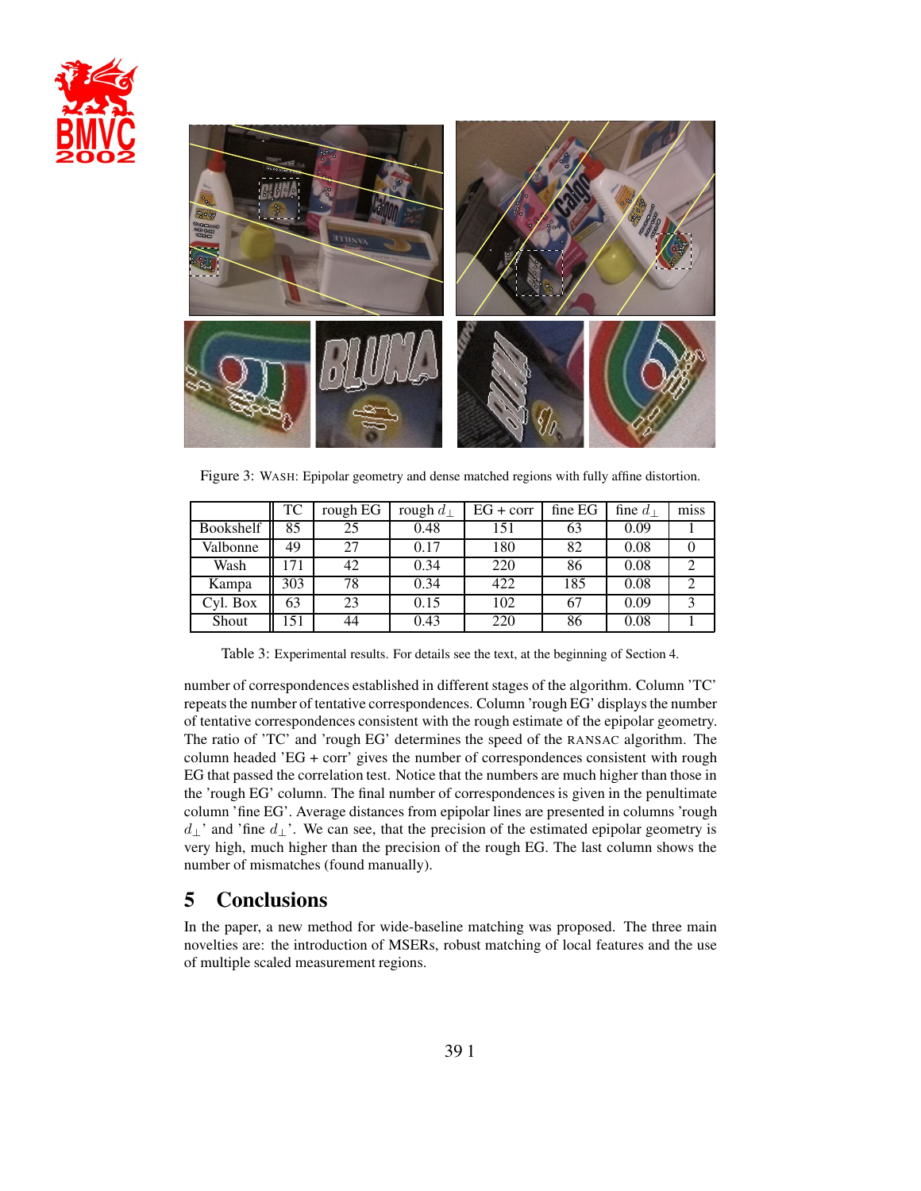Figure 3: WASH: Epipolar geometry and dense matched regions with fully affine distortion.

| | TC | rough EG | rough $d_{\perp}$ | EG + corr | fine EG | fine $d_{\perp}$ | miss |
|---|---|---|---|---|---|---|---|
| Bookshelf | 85 | 25 | 0.48 | 151 | 63 | 0.09 | 1 |
| Valbonne | 49 | 27 | 0.17 | 180 | 82 | 0.08 | 0 |
| Wash | 171 | 42 | 0.34 | 220 | 86 | 0.08 | 2 |
| Kampa | 303 | 78 | 0.34 | 422 | 185 | 0.08 | 2 |
| Cyl. Box | 63 | 23 | 0.15 | 102 | 67 | 0.09 | 3 |
| Shout | 151 | 44 | 0.43 | 220 | 86 | 0.08 | 1 |

Table 3: Experimental results. For details see the text, at the beginning of Section 4.

number of correspondences established in different stages of the algorithm. Column 'TC' repeats the number of tentative correspondences. Column 'rough EG' displays the number of tentative correspondences consistent with the rough estimate of the epipolar geometry. The ratio of 'TC' and 'rough EG' determines the speed of the RANSAC algorithm. The column headed 'EG + corr' gives the number of correspondences consistent with rough EG that passed the correlation test. Notice that the numbers are much higher than those in the 'rough EG' column. The final number of correspondences is given in the penultimate column 'fine EG'. Average distances from epipolar lines are presented in columns 'rough $d_{\perp}$' and 'fine $d_{\perp}$'. We can see, that the precision of the estimated epipolar geometry is very high, much higher than the precision of the rough EG. The last column shows the number of mismatches (found manually).

## 5 Conclusions

In the paper, a new method for wide-baseline matching was proposed. The three main novelties are: the introduction of MSERs, robust matching of local features and the use of multiple scaled measurement regions.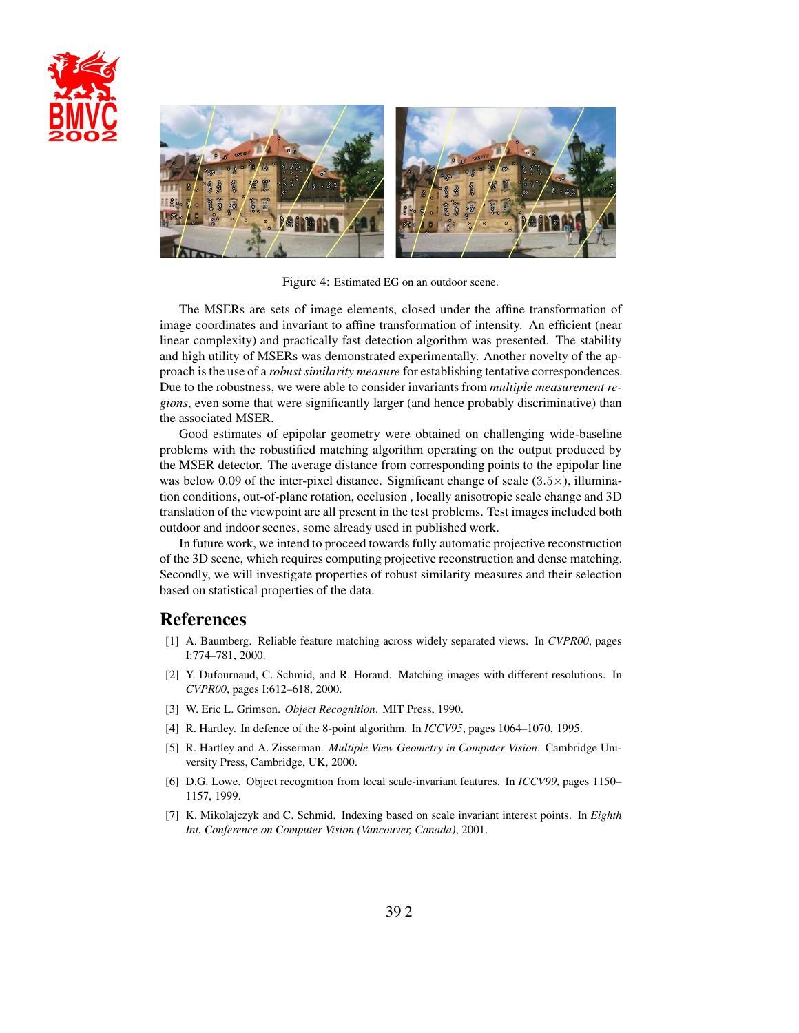Figure 4: Estimated EG on an outdoor scene.

The MSERs are sets of image elements, closed under the affine transformation of image coordinates and invariant to affine transformation of intensity. An efficient (near linear complexity) and practically fast detection algorithm was presented. The stability and high utility of MSERs was demonstrated experimentally. Another novelty of the approach is the use of a *robust similarity measure* for establishing tentative correspondences. Due to the robustness, we were able to consider invariants from *multiple measurement regions*, even some that were significantly larger (and hence probably discriminative) than the associated MSER.

Good estimates of epipolar geometry were obtained on challenging wide-baseline problems with the robustified matching algorithm operating on the output produced by the MSER detector. The average distance from corresponding points to the epipolar line was below 0.09 of the inter-pixel distance. Significant change of scale ($3.5\times$), illumination conditions, out-of-plane rotation, occlusion , locally anisotropic scale change and 3D translation of the viewpoint are all present in the test problems. Test images included both outdoor and indoor scenes, some already used in published work.

In future work, we intend to proceed towards fully automatic projective reconstruction of the 3D scene, which requires computing projective reconstruction and dense matching. Secondly, we will investigate properties of robust similarity measures and their selection based on statistical properties of the data.

# References

[1] A. Baumberg. Reliable feature matching across widely separated views. In *CVPR00*, pages I:774–781, 2000.

[2] Y. Dufournaud, C. Schmid, and R. Horaud. Matching images with different resolutions. In *CVPR00*, pages I:612–618, 2000.

[3] W. Eric L. Grimson. *Object Recognition*. MIT Press, 1990.

[4] R. Hartley. In defence of the 8-point algorithm. In *ICCV95*, pages 1064–1070, 1995.

[5] R. Hartley and A. Zisserman. *Multiple View Geometry in Computer Vision*. Cambridge University Press, Cambridge, UK, 2000.

[6] D.G. Lowe. Object recognition from local scale-invariant features. In *ICCV99*, pages 1150–1157, 1999.

[7] K. Mikolajczyk and C. Schmid. Indexing based on scale invariant interest points. In *Eighth Int. Conference on Computer Vision (Vancouver, Canada)*, 2001.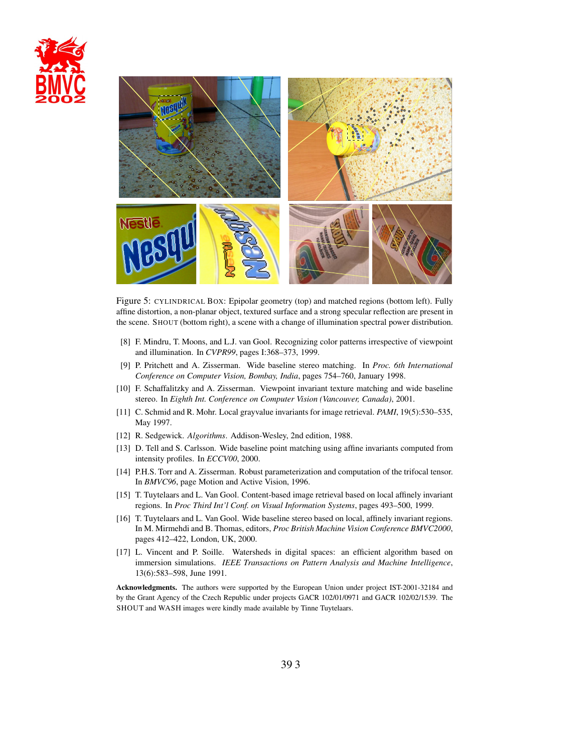Figure 5: CYLINDRICAL BOX: Epipolar geometry (top) and matched regions (bottom left). Fully affine distortion, a non-planar object, textured surface and a strong specular reflection are present in the scene. SHOUT (bottom right), a scene with a change of illumination spectral power distribution.

[8] F. Mindru, T. Moons, and L.J. van Gool. Recognizing color patterns irrespective of viewpoint and illumination. In *CVPR99*, pages I:368–373, 1999.

[9] P. Pritchett and A. Zisserman. Wide baseline stereo matching. In *Proc. 6th International Conference on Computer Vision, Bombay, India*, pages 754–760, January 1998.

[10] F. Schaffalitzky and A. Zisserman. Viewpoint invariant texture matching and wide baseline stereo. In *Eighth Int. Conference on Computer Vision (Vancouver, Canada)*, 2001.

[11] C. Schmid and R. Mohr. Local grayvalue invariants for image retrieval. *PAMI*, 19(5):530–535, May 1997.

[12] R. Sedgewick. *Algorithms*. Addison-Wesley, 2nd edition, 1988.

[13] D. Tell and S. Carlsson. Wide baseline point matching using affine invariants computed from intensity profiles. In *ECCV00*, 2000.

[14] P.H.S. Torr and A. Zisserman. Robust parameterization and computation of the trifocal tensor. In *BMVC96*, page Motion and Active Vision, 1996.

[15] T. Tuytelaars and L. Van Gool. Content-based image retrieval based on local affinely invariant regions. In *Proc Third Int'l Conf. on Visual Information Systems*, pages 493–500, 1999.

[16] T. Tuytelaars and L. Van Gool. Wide baseline stereo based on local, affinely invariant regions. In M. Mirmehdi and B. Thomas, editors, *Proc British Machine Vision Conference BMVC2000*, pages 412–422, London, UK, 2000.

[17] L. Vincent and P. Soille. Watersheds in digital spaces: an efficient algorithm based on immersion simulations. *IEEE Transactions on Pattern Analysis and Machine Intelligence*, 13(6):583–598, June 1991.

**Acknowledgments.** The authors were supported by the European Union under project IST-2001-32184 and by the Grant Agency of the Czech Republic under projects GACR 102/01/0971 and GACR 102/02/1539. The SHOUT and WASH images were kindly made available by Tinne Tuytelaars.